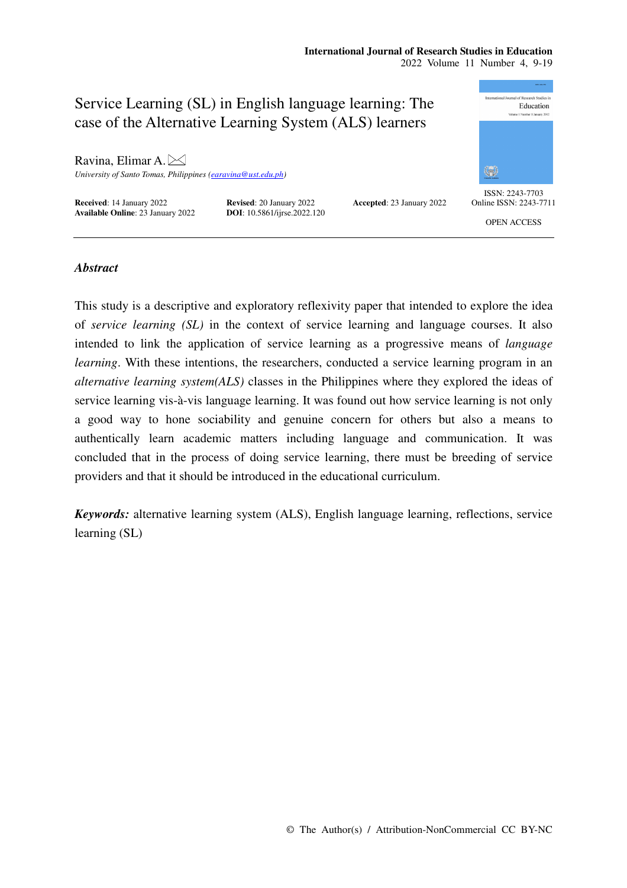# Service Learning (SL) in English language learning: The case of the Alternative Learning System (ALS) learners

Ravina, Elimar A.

*University of Santo Tomas, Philippines (earavina@ust.edu.ph)*

**Received**: 14 January 2022 **Revised**: 20 January 2022 **Accepted**: 23 January 2022
**Available Online**: 23 January 2022 **DOI**: 10.5861/ijrse.2022.120

ISSN: 2243-7703
Online ISSN: 2243-7711

OPEN ACCESS

## *Abstract*

This study is a descriptive and exploratory reflexivity paper that intended to explore the idea of *service learning (SL)* in the context of service learning and language courses. It also intended to link the application of service learning as a progressive means of *language learning*. With these intentions, the researchers, conducted a service learning program in an *alternative learning system(ALS)* classes in the Philippines where they explored the ideas of service learning vis-à-vis language learning. It was found out how service learning is not only a good way to hone sociability and genuine concern for others but also a means to authentically learn academic matters including language and communication. It was concluded that in the process of doing service learning, there must be breeding of service providers and that it should be introduced in the educational curriculum.

***Keywords:*** alternative learning system (ALS), English language learning, reflections, service learning (SL)

© The Author(s) / Attribution-NonCommercial CC BY-NC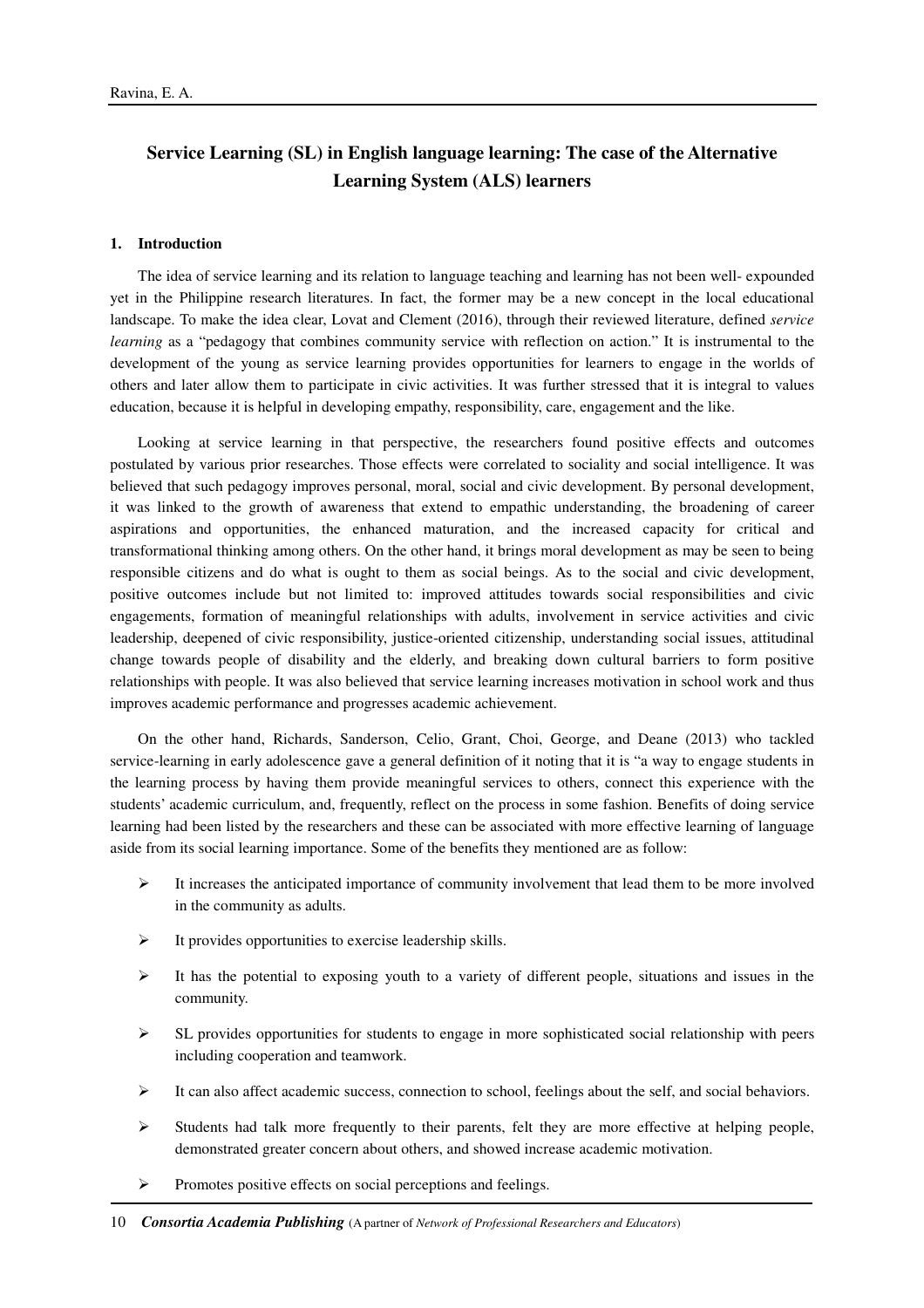## Service Learning (SL) in English language learning: The case of the Alternative Learning System (ALS) learners

### 1. Introduction

The idea of service learning and its relation to language teaching and learning has not been well- expounded yet in the Philippine research literatures. In fact, the former may be a new concept in the local educational landscape. To make the idea clear, Lovat and Clement (2016), through their reviewed literature, defined *service learning* as a "pedagogy that combines community service with reflection on action." It is instrumental to the development of the young as service learning provides opportunities for learners to engage in the worlds of others and later allow them to participate in civic activities. It was further stressed that it is integral to values education, because it is helpful in developing empathy, responsibility, care, engagement and the like.

Looking at service learning in that perspective, the researchers found positive effects and outcomes postulated by various prior researches. Those effects were correlated to sociality and social intelligence. It was believed that such pedagogy improves personal, moral, social and civic development. By personal development, it was linked to the growth of awareness that extend to empathic understanding, the broadening of career aspirations and opportunities, the enhanced maturation, and the increased capacity for critical and transformational thinking among others. On the other hand, it brings moral development as may be seen to being responsible citizens and do what is ought to them as social beings. As to the social and civic development, positive outcomes include but not limited to: improved attitudes towards social responsibilities and civic engagements, formation of meaningful relationships with adults, involvement in service activities and civic leadership, deepened of civic responsibility, justice-oriented citizenship, understanding social issues, attitudinal change towards people of disability and the elderly, and breaking down cultural barriers to form positive relationships with people. It was also believed that service learning increases motivation in school work and thus improves academic performance and progresses academic achievement.

On the other hand, Richards, Sanderson, Celio, Grant, Choi, George, and Deane (2013) who tackled service-learning in early adolescence gave a general definition of it noting that it is "a way to engage students in the learning process by having them provide meaningful services to others, connect this experience with the students' academic curriculum, and, frequently, reflect on the process in some fashion. Benefits of doing service learning had been listed by the researchers and these can be associated with more effective learning of language aside from its social learning importance. Some of the benefits they mentioned are as follow:

- It increases the anticipated importance of community involvement that lead them to be more involved in the community as adults.
- It provides opportunities to exercise leadership skills.
- It has the potential to exposing youth to a variety of different people, situations and issues in the community.
- SL provides opportunities for students to engage in more sophisticated social relationship with peers including cooperation and teamwork.
- It can also affect academic success, connection to school, feelings about the self, and social behaviors.
- Students had talk more frequently to their parents, felt they are more effective at helping people, demonstrated greater concern about others, and showed increase academic motivation.
- Promotes positive effects on social perceptions and feelings.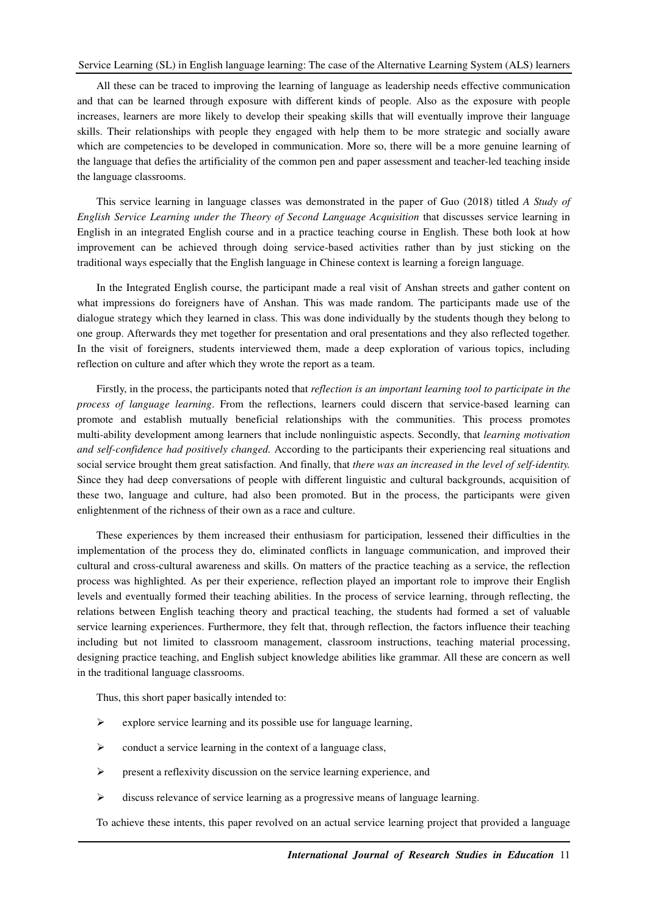All these can be traced to improving the learning of language as leadership needs effective communication and that can be learned through exposure with different kinds of people. Also as the exposure with people increases, learners are more likely to develop their speaking skills that will eventually improve their language skills. Their relationships with people they engaged with help them to be more strategic and socially aware which are competencies to be developed in communication. More so, there will be a more genuine learning of the language that defies the artificiality of the common pen and paper assessment and teacher-led teaching inside the language classrooms.

This service learning in language classes was demonstrated in the paper of Guo (2018) titled *A Study of English Service Learning under the Theory of Second Language Acquisition* that discusses service learning in English in an integrated English course and in a practice teaching course in English. These both look at how improvement can be achieved through doing service-based activities rather than by just sticking on the traditional ways especially that the English language in Chinese context is learning a foreign language.

In the Integrated English course, the participant made a real visit of Anshan streets and gather content on what impressions do foreigners have of Anshan. This was made random. The participants made use of the dialogue strategy which they learned in class. This was done individually by the students though they belong to one group. Afterwards they met together for presentation and oral presentations and they also reflected together. In the visit of foreigners, students interviewed them, made a deep exploration of various topics, including reflection on culture and after which they wrote the report as a team.

Firstly, in the process, the participants noted that *reflection is an important learning tool to participate in the process of language learning*. From the reflections, learners could discern that service-based learning can promote and establish mutually beneficial relationships with the communities. This process promotes multi-ability development among learners that include nonlinguistic aspects. Secondly, that *learning motivation and self-confidence had positively changed.* According to the participants their experiencing real situations and social service brought them great satisfaction. And finally, that *there was an increased in the level of self-identity.* Since they had deep conversations of people with different linguistic and cultural backgrounds, acquisition of these two, language and culture, had also been promoted. But in the process, the participants were given enlightenment of the richness of their own as a race and culture.

These experiences by them increased their enthusiasm for participation, lessened their difficulties in the implementation of the process they do, eliminated conflicts in language communication, and improved their cultural and cross-cultural awareness and skills. On matters of the practice teaching as a service, the reflection process was highlighted. As per their experience, reflection played an important role to improve their English levels and eventually formed their teaching abilities. In the process of service learning, through reflecting, the relations between English teaching theory and practical teaching, the students had formed a set of valuable service learning experiences. Furthermore, they felt that, through reflection, the factors influence their teaching including but not limited to classroom management, classroom instructions, teaching material processing, designing practice teaching, and English subject knowledge abilities like grammar. All these are concern as well in the traditional language classrooms.

Thus, this short paper basically intended to:

- explore service learning and its possible use for language learning,
- conduct a service learning in the context of a language class,
- present a reflexivity discussion on the service learning experience, and
- discuss relevance of service learning as a progressive means of language learning.

To achieve these intents, this paper revolved on an actual service learning project that provided a language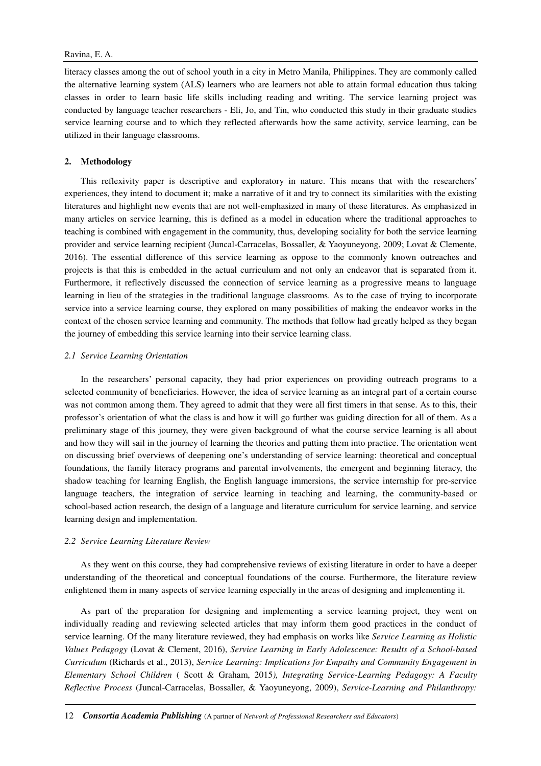literacy classes among the out of school youth in a city in Metro Manila, Philippines. They are commonly called the alternative learning system (ALS) learners who are learners not able to attain formal education thus taking classes in order to learn basic life skills including reading and writing. The service learning project was conducted by language teacher researchers - Eli, Jo, and Tin, who conducted this study in their graduate studies service learning course and to which they reflected afterwards how the same activity, service learning, can be utilized in their language classrooms.

## 2. Methodology

This reflexivity paper is descriptive and exploratory in nature. This means that with the researchers' experiences, they intend to document it; make a narrative of it and try to connect its similarities with the existing literatures and highlight new events that are not well-emphasized in many of these literatures. As emphasized in many articles on service learning, this is defined as a model in education where the traditional approaches to teaching is combined with engagement in the community, thus, developing sociality for both the service learning provider and service learning recipient (Juncal-Carracelas, Bossaller, & Yaoyuneyong, 2009; Lovat & Clemente, 2016). The essential difference of this service learning as oppose to the commonly known outreaches and projects is that this is embedded in the actual curriculum and not only an endeavor that is separated from it. Furthermore, it reflectively discussed the connection of service learning as a progressive means to language learning in lieu of the strategies in the traditional language classrooms. As to the case of trying to incorporate service into a service learning course, they explored on many possibilities of making the endeavor works in the context of the chosen service learning and community. The methods that follow had greatly helped as they began the journey of embedding this service learning into their service learning class.

### *2.1 Service Learning Orientation*

In the researchers' personal capacity, they had prior experiences on providing outreach programs to a selected community of beneficiaries. However, the idea of service learning as an integral part of a certain course was not common among them. They agreed to admit that they were all first timers in that sense. As to this, their professor's orientation of what the class is and how it will go further was guiding direction for all of them. As a preliminary stage of this journey, they were given background of what the course service learning is all about and how they will sail in the journey of learning the theories and putting them into practice. The orientation went on discussing brief overviews of deepening one's understanding of service learning: theoretical and conceptual foundations, the family literacy programs and parental involvements, the emergent and beginning literacy, the shadow teaching for learning English, the English language immersions, the service internship for pre-service language teachers, the integration of service learning in teaching and learning, the community-based or school-based action research, the design of a language and literature curriculum for service learning, and service learning design and implementation.

### *2.2 Service Learning Literature Review*

As they went on this course, they had comprehensive reviews of existing literature in order to have a deeper understanding of the theoretical and conceptual foundations of the course. Furthermore, the literature review enlightened them in many aspects of service learning especially in the areas of designing and implementing it.

As part of the preparation for designing and implementing a service learning project, they went on individually reading and reviewing selected articles that may inform them good practices in the conduct of service learning. Of the many literature reviewed, they had emphasis on works like *Service Learning as Holistic Values Pedagogy* (Lovat & Clement, 2016), *Service Learning in Early Adolescence: Results of a School-based Curriculum* (Richards et al., 2013), *Service Learning: Implications for Empathy and Community Engagement in Elementary School Children* ( Scott & Graham, 2015*), Integrating Service-Learning Pedagogy: A Faculty Reflective Process* (Juncal-Carracelas, Bossaller, & Yaoyuneyong, 2009), *Service-Learning and Philanthropy:*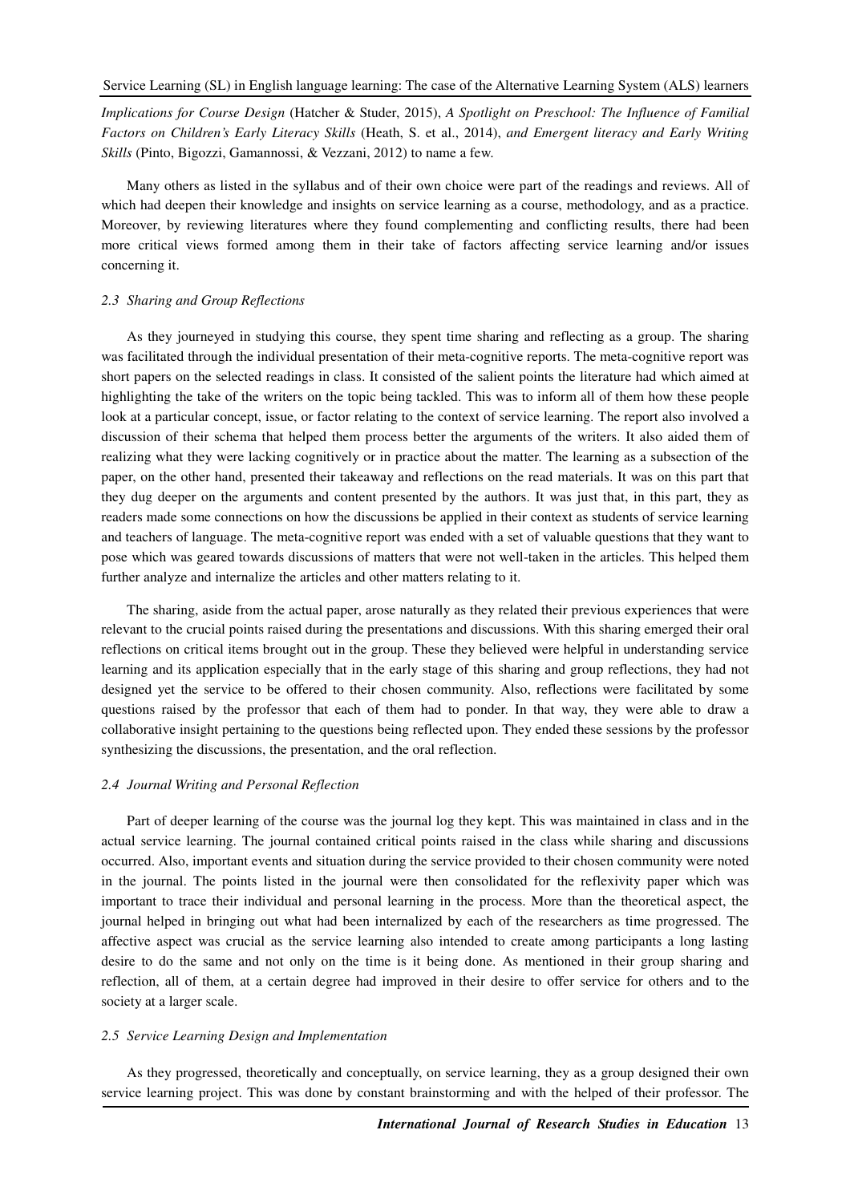*Implications for Course Design* (Hatcher & Studer, 2015), *A Spotlight on Preschool: The Influence of Familial Factors on Children's Early Literacy Skills* (Heath, S. et al., 2014), *and Emergent literacy and Early Writing Skills* (Pinto, Bigozzi, Gamannossi, & Vezzani, 2012) to name a few.

Many others as listed in the syllabus and of their own choice were part of the readings and reviews. All of which had deepen their knowledge and insights on service learning as a course, methodology, and as a practice. Moreover, by reviewing literatures where they found complementing and conflicting results, there had been more critical views formed among them in their take of factors affecting service learning and/or issues concerning it.

### 2.3 Sharing and Group Reflections

As they journeyed in studying this course, they spent time sharing and reflecting as a group. The sharing was facilitated through the individual presentation of their meta-cognitive reports. The meta-cognitive report was short papers on the selected readings in class. It consisted of the salient points the literature had which aimed at highlighting the take of the writers on the topic being tackled. This was to inform all of them how these people look at a particular concept, issue, or factor relating to the context of service learning. The report also involved a discussion of their schema that helped them process better the arguments of the writers. It also aided them of realizing what they were lacking cognitively or in practice about the matter. The learning as a subsection of the paper, on the other hand, presented their takeaway and reflections on the read materials. It was on this part that they dug deeper on the arguments and content presented by the authors. It was just that, in this part, they as readers made some connections on how the discussions be applied in their context as students of service learning and teachers of language. The meta-cognitive report was ended with a set of valuable questions that they want to pose which was geared towards discussions of matters that were not well-taken in the articles. This helped them further analyze and internalize the articles and other matters relating to it.

The sharing, aside from the actual paper, arose naturally as they related their previous experiences that were relevant to the crucial points raised during the presentations and discussions. With this sharing emerged their oral reflections on critical items brought out in the group. These they believed were helpful in understanding service learning and its application especially that in the early stage of this sharing and group reflections, they had not designed yet the service to be offered to their chosen community. Also, reflections were facilitated by some questions raised by the professor that each of them had to ponder. In that way, they were able to draw a collaborative insight pertaining to the questions being reflected upon. They ended these sessions by the professor synthesizing the discussions, the presentation, and the oral reflection.

### 2.4 Journal Writing and Personal Reflection

Part of deeper learning of the course was the journal log they kept. This was maintained in class and in the actual service learning. The journal contained critical points raised in the class while sharing and discussions occurred. Also, important events and situation during the service provided to their chosen community were noted in the journal. The points listed in the journal were then consolidated for the reflexivity paper which was important to trace their individual and personal learning in the process. More than the theoretical aspect, the journal helped in bringing out what had been internalized by each of the researchers as time progressed. The affective aspect was crucial as the service learning also intended to create among participants a long lasting desire to do the same and not only on the time is it being done. As mentioned in their group sharing and reflection, all of them, at a certain degree had improved in their desire to offer service for others and to the society at a larger scale.

### 2.5 Service Learning Design and Implementation

As they progressed, theoretically and conceptually, on service learning, they as a group designed their own service learning project. This was done by constant brainstorming and with the helped of their professor. The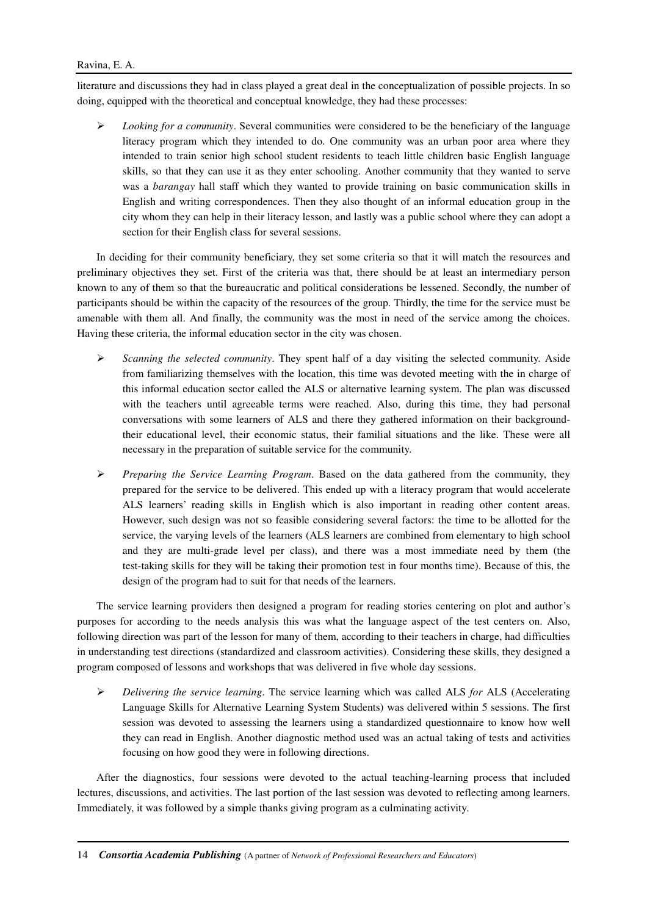literature and discussions they had in class played a great deal in the conceptualization of possible projects. In so doing, equipped with the theoretical and conceptual knowledge, they had these processes:

- *Looking for a community*. Several communities were considered to be the beneficiary of the language literacy program which they intended to do. One community was an urban poor area where they intended to train senior high school student residents to teach little children basic English language skills, so that they can use it as they enter schooling. Another community that they wanted to serve was a *barangay* hall staff which they wanted to provide training on basic communication skills in English and writing correspondences. Then they also thought of an informal education group in the city whom they can help in their literacy lesson, and lastly was a public school where they can adopt a section for their English class for several sessions.

In deciding for their community beneficiary, they set some criteria so that it will match the resources and preliminary objectives they set. First of the criteria was that, there should be at least an intermediary person known to any of them so that the bureaucratic and political considerations be lessened. Secondly, the number of participants should be within the capacity of the resources of the group. Thirdly, the time for the service must be amenable with them all. And finally, the community was the most in need of the service among the choices. Having these criteria, the informal education sector in the city was chosen.

- *Scanning the selected community*. They spent half of a day visiting the selected community. Aside from familiarizing themselves with the location, this time was devoted meeting with the in charge of this informal education sector called the ALS or alternative learning system. The plan was discussed with the teachers until agreeable terms were reached. Also, during this time, they had personal conversations with some learners of ALS and there they gathered information on their background-their educational level, their economic status, their familial situations and the like. These were all necessary in the preparation of suitable service for the community.

- *Preparing the Service Learning Program*. Based on the data gathered from the community, they prepared for the service to be delivered. This ended up with a literacy program that would accelerate ALS learners' reading skills in English which is also important in reading other content areas. However, such design was not so feasible considering several factors: the time to be allotted for the service, the varying levels of the learners (ALS learners are combined from elementary to high school and they are multi-grade level per class), and there was a most immediate need by them (the test-taking skills for they will be taking their promotion test in four months time). Because of this, the design of the program had to suit for that needs of the learners.

The service learning providers then designed a program for reading stories centering on plot and author's purposes for according to the needs analysis this was what the language aspect of the test centers on. Also, following direction was part of the lesson for many of them, according to their teachers in charge, had difficulties in understanding test directions (standardized and classroom activities). Considering these skills, they designed a program composed of lessons and workshops that was delivered in five whole day sessions.

- *Delivering the service learning*. The service learning which was called ALS *for* ALS (Accelerating Language Skills for Alternative Learning System Students) was delivered within 5 sessions. The first session was devoted to assessing the learners using a standardized questionnaire to know how well they can read in English. Another diagnostic method used was an actual taking of tests and activities focusing on how good they were in following directions.

After the diagnostics, four sessions were devoted to the actual teaching-learning process that included lectures, discussions, and activities. The last portion of the last session was devoted to reflecting among learners. Immediately, it was followed by a simple thanks giving program as a culminating activity.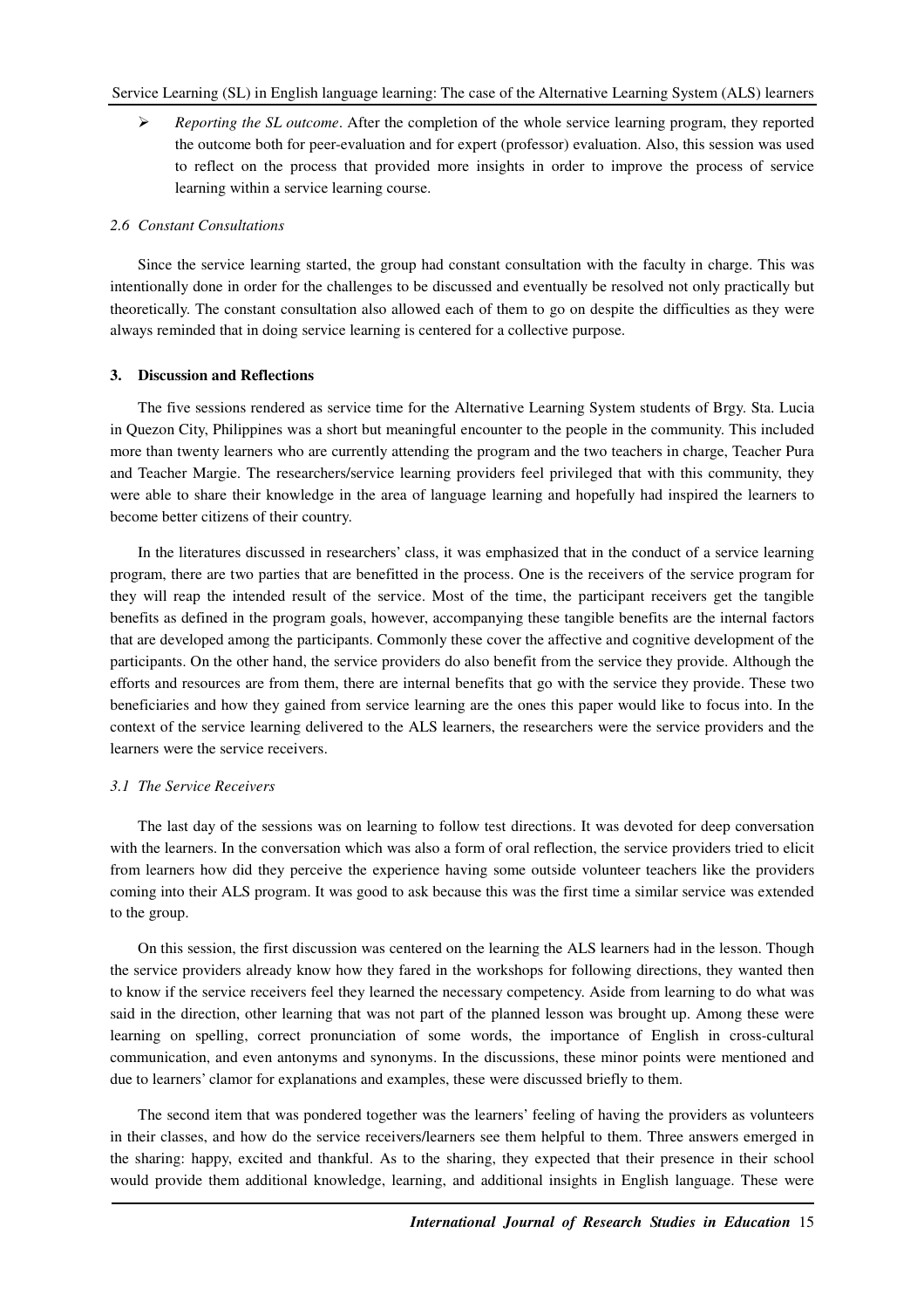- *Reporting the SL outcome*. After the completion of the whole service learning program, they reported the outcome both for peer-evaluation and for expert (professor) evaluation. Also, this session was used to reflect on the process that provided more insights in order to improve the process of service learning within a service learning course.

### *2.6 Constant Consultations*

Since the service learning started, the group had constant consultation with the faculty in charge. This was intentionally done in order for the challenges to be discussed and eventually be resolved not only practically but theoretically. The constant consultation also allowed each of them to go on despite the difficulties as they were always reminded that in doing service learning is centered for a collective purpose.

## **3. Discussion and Reflections**

The five sessions rendered as service time for the Alternative Learning System students of Brgy. Sta. Lucia in Quezon City, Philippines was a short but meaningful encounter to the people in the community. This included more than twenty learners who are currently attending the program and the two teachers in charge, Teacher Pura and Teacher Margie. The researchers/service learning providers feel privileged that with this community, they were able to share their knowledge in the area of language learning and hopefully had inspired the learners to become better citizens of their country.

In the literatures discussed in researchers' class, it was emphasized that in the conduct of a service learning program, there are two parties that are benefitted in the process. One is the receivers of the service program for they will reap the intended result of the service. Most of the time, the participant receivers get the tangible benefits as defined in the program goals, however, accompanying these tangible benefits are the internal factors that are developed among the participants. Commonly these cover the affective and cognitive development of the participants. On the other hand, the service providers do also benefit from the service they provide. Although the efforts and resources are from them, there are internal benefits that go with the service they provide. These two beneficiaries and how they gained from service learning are the ones this paper would like to focus into. In the context of the service learning delivered to the ALS learners, the researchers were the service providers and the learners were the service receivers.

### *3.1 The Service Receivers*

The last day of the sessions was on learning to follow test directions. It was devoted for deep conversation with the learners. In the conversation which was also a form of oral reflection, the service providers tried to elicit from learners how did they perceive the experience having some outside volunteer teachers like the providers coming into their ALS program. It was good to ask because this was the first time a similar service was extended to the group.

On this session, the first discussion was centered on the learning the ALS learners had in the lesson. Though the service providers already know how they fared in the workshops for following directions, they wanted then to know if the service receivers feel they learned the necessary competency. Aside from learning to do what was said in the direction, other learning that was not part of the planned lesson was brought up. Among these were learning on spelling, correct pronunciation of some words, the importance of English in cross-cultural communication, and even antonyms and synonyms. In the discussions, these minor points were mentioned and due to learners' clamor for explanations and examples, these were discussed briefly to them.

The second item that was pondered together was the learners' feeling of having the providers as volunteers in their classes, and how do the service receivers/learners see them helpful to them. Three answers emerged in the sharing: happy, excited and thankful. As to the sharing, they expected that their presence in their school would provide them additional knowledge, learning, and additional insights in English language. These were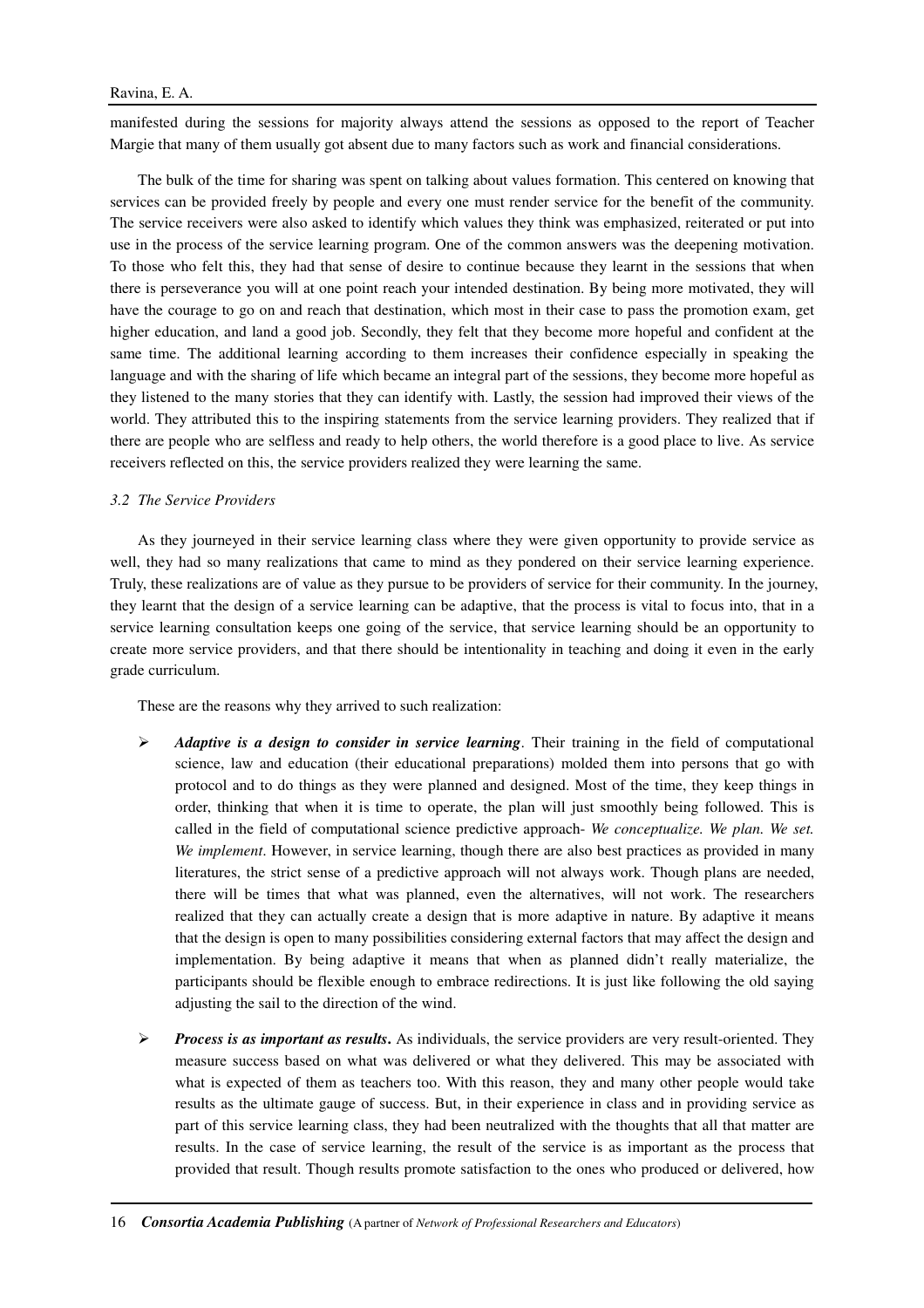manifested during the sessions for majority always attend the sessions as opposed to the report of Teacher Margie that many of them usually got absent due to many factors such as work and financial considerations.

The bulk of the time for sharing was spent on talking about values formation. This centered on knowing that services can be provided freely by people and every one must render service for the benefit of the community. The service receivers were also asked to identify which values they think was emphasized, reiterated or put into use in the process of the service learning program. One of the common answers was the deepening motivation. To those who felt this, they had that sense of desire to continue because they learnt in the sessions that when there is perseverance you will at one point reach your intended destination. By being more motivated, they will have the courage to go on and reach that destination, which most in their case to pass the promotion exam, get higher education, and land a good job. Secondly, they felt that they become more hopeful and confident at the same time. The additional learning according to them increases their confidence especially in speaking the language and with the sharing of life which became an integral part of the sessions, they become more hopeful as they listened to the many stories that they can identify with. Lastly, the session had improved their views of the world. They attributed this to the inspiring statements from the service learning providers. They realized that if there are people who are selfless and ready to help others, the world therefore is a good place to live. As service receivers reflected on this, the service providers realized they were learning the same.

### *3.2 The Service Providers*

As they journeyed in their service learning class where they were given opportunity to provide service as well, they had so many realizations that came to mind as they pondered on their service learning experience. Truly, these realizations are of value as they pursue to be providers of service for their community. In the journey, they learnt that the design of a service learning can be adaptive, that the process is vital to focus into, that in a service learning consultation keeps one going of the service, that service learning should be an opportunity to create more service providers, and that there should be intentionality in teaching and doing it even in the early grade curriculum.

These are the reasons why they arrived to such realization:

- ***Adaptive is a design to consider in service learning***. Their training in the field of computational science, law and education (their educational preparations) molded them into persons that go with protocol and to do things as they were planned and designed. Most of the time, they keep things in order, thinking that when it is time to operate, the plan will just smoothly being followed. This is called in the field of computational science predictive approach- *We conceptualize. We plan. We set. We implement*. However, in service learning, though there are also best practices as provided in many literatures, the strict sense of a predictive approach will not always work. Though plans are needed, there will be times that what was planned, even the alternatives, will not work. The researchers realized that they can actually create a design that is more adaptive in nature. By adaptive it means that the design is open to many possibilities considering external factors that may affect the design and implementation. By being adaptive it means that when as planned didn't really materialize, the participants should be flexible enough to embrace redirections. It is just like following the old saying adjusting the sail to the direction of the wind.
- ***Process is as important as results*.** As individuals, the service providers are very result-oriented. They measure success based on what was delivered or what they delivered. This may be associated with what is expected of them as teachers too. With this reason, they and many other people would take results as the ultimate gauge of success. But, in their experience in class and in providing service as part of this service learning class, they had been neutralized with the thoughts that all that matter are results. In the case of service learning, the result of the service is as important as the process that provided that result. Though results promote satisfaction to the ones who produced or delivered, how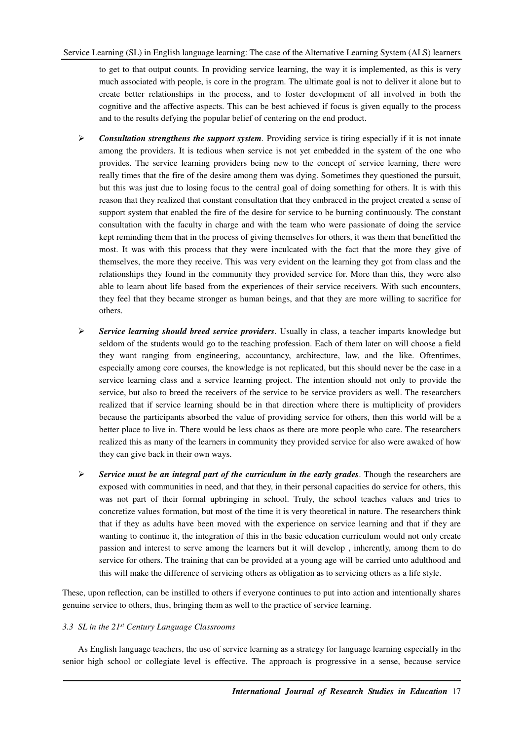to get to that output counts. In providing service learning, the way it is implemented, as this is very much associated with people, is core in the program. The ultimate goal is not to deliver it alone but to create better relationships in the process, and to foster development of all involved in both the cognitive and the affective aspects. This can be best achieved if focus is given equally to the process and to the results defying the popular belief of centering on the end product.

- ***Consultation strengthens the support system***. Providing service is tiring especially if it is not innate among the providers. It is tedious when service is not yet embedded in the system of the one who provides. The service learning providers being new to the concept of service learning, there were really times that the fire of the desire among them was dying. Sometimes they questioned the pursuit, but this was just due to losing focus to the central goal of doing something for others. It is with this reason that they realized that constant consultation that they embraced in the project created a sense of support system that enabled the fire of the desire for service to be burning continuously. The constant consultation with the faculty in charge and with the team who were passionate of doing the service kept reminding them that in the process of giving themselves for others, it was them that benefitted the most. It was with this process that they were inculcated with the fact that the more they give of themselves, the more they receive. This was very evident on the learning they got from class and the relationships they found in the community they provided service for. More than this, they were also able to learn about life based from the experiences of their service receivers. With such encounters, they feel that they became stronger as human beings, and that they are more willing to sacrifice for others.

- ***Service learning should breed service providers***. Usually in class, a teacher imparts knowledge but seldom of the students would go to the teaching profession. Each of them later on will choose a field they want ranging from engineering, accountancy, architecture, law, and the like. Oftentimes, especially among core courses, the knowledge is not replicated, but this should never be the case in a service learning class and a service learning project. The intention should not only to provide the service, but also to breed the receivers of the service to be service providers as well. The researchers realized that if service learning should be in that direction where there is multiplicity of providers because the participants absorbed the value of providing service for others, then this world will be a better place to live in. There would be less chaos as there are more people who care. The researchers realized this as many of the learners in community they provided service for also were awaked of how they can give back in their own ways.

- ***Service must be an integral part of the curriculum in the early grades***. Though the researchers are exposed with communities in need, and that they, in their personal capacities do service for others, this was not part of their formal upbringing in school. Truly, the school teaches values and tries to concretize values formation, but most of the time it is very theoretical in nature. The researchers think that if they as adults have been moved with the experience on service learning and that if they are wanting to continue it, the integration of this in the basic education curriculum would not only create passion and interest to serve among the learners but it will develop , inherently, among them to do service for others. The training that can be provided at a young age will be carried unto adulthood and this will make the difference of servicing others as obligation as to servicing others as a life style.

These, upon reflection, can be instilled to others if everyone continues to put into action and intentionally shares genuine service to others, thus, bringing them as well to the practice of service learning.

### *3.3 SL in the 21st Century Language Classrooms*

As English language teachers, the use of service learning as a strategy for language learning especially in the senior high school or collegiate level is effective. The approach is progressive in a sense, because service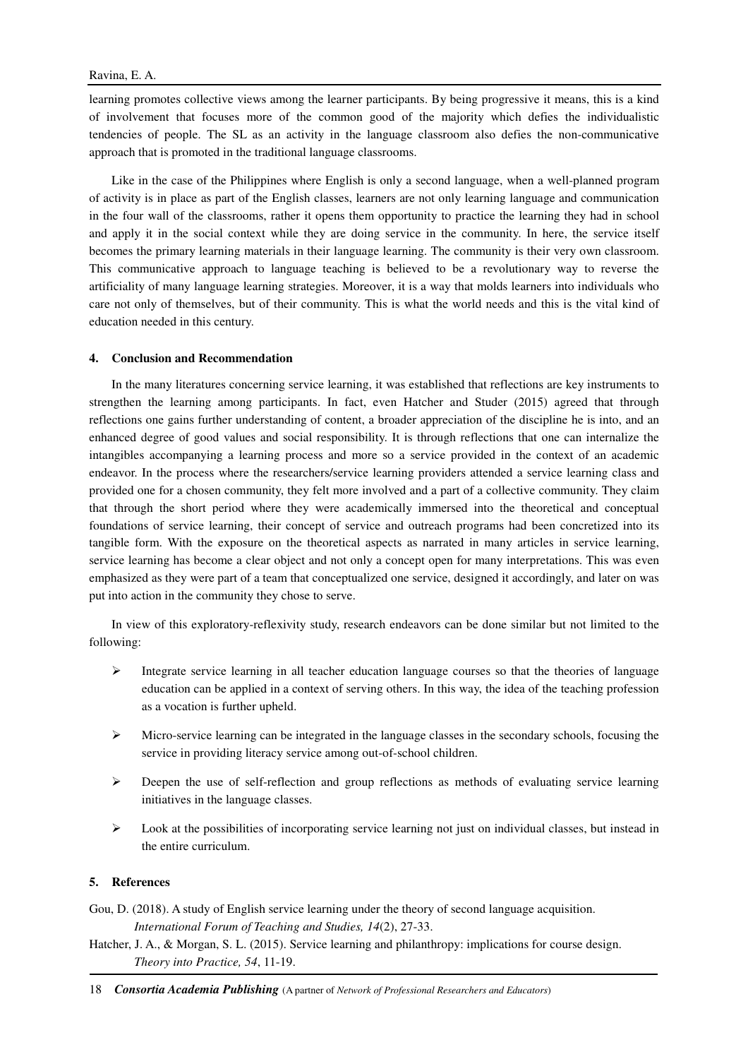learning promotes collective views among the learner participants. By being progressive it means, this is a kind of involvement that focuses more of the common good of the majority which defies the individualistic tendencies of people. The SL as an activity in the language classroom also defies the non-communicative approach that is promoted in the traditional language classrooms.

Like in the case of the Philippines where English is only a second language, when a well-planned program of activity is in place as part of the English classes, learners are not only learning language and communication in the four wall of the classrooms, rather it opens them opportunity to practice the learning they had in school and apply it in the social context while they are doing service in the community. In here, the service itself becomes the primary learning materials in their language learning. The community is their very own classroom. This communicative approach to language teaching is believed to be a revolutionary way to reverse the artificiality of many language learning strategies. Moreover, it is a way that molds learners into individuals who care not only of themselves, but of their community. This is what the world needs and this is the vital kind of education needed in this century.

## 4. Conclusion and Recommendation

In the many literatures concerning service learning, it was established that reflections are key instruments to strengthen the learning among participants. In fact, even Hatcher and Studer (2015) agreed that through reflections one gains further understanding of content, a broader appreciation of the discipline he is into, and an enhanced degree of good values and social responsibility. It is through reflections that one can internalize the intangibles accompanying a learning process and more so a service provided in the context of an academic endeavor. In the process where the researchers/service learning providers attended a service learning class and provided one for a chosen community, they felt more involved and a part of a collective community. They claim that through the short period where they were academically immersed into the theoretical and conceptual foundations of service learning, their concept of service and outreach programs had been concretized into its tangible form. With the exposure on the theoretical aspects as narrated in many articles in service learning, service learning has become a clear object and not only a concept open for many interpretations. This was even emphasized as they were part of a team that conceptualized one service, designed it accordingly, and later on was put into action in the community they chose to serve.

In view of this exploratory-reflexivity study, research endeavors can be done similar but not limited to the following:

- Integrate service learning in all teacher education language courses so that the theories of language education can be applied in a context of serving others. In this way, the idea of the teaching profession as a vocation is further upheld.
- Micro-service learning can be integrated in the language classes in the secondary schools, focusing the service in providing literacy service among out-of-school children.
- Deepen the use of self-reflection and group reflections as methods of evaluating service learning initiatives in the language classes.
- Look at the possibilities of incorporating service learning not just on individual classes, but instead in the entire curriculum.

## 5. References

Gou, D. (2018). A study of English service learning under the theory of second language acquisition. *International Forum of Teaching and Studies, 14*(2), 27-33.

Hatcher, J. A., & Morgan, S. L. (2015). Service learning and philanthropy: implications for course design. *Theory into Practice, 54*, 11-19.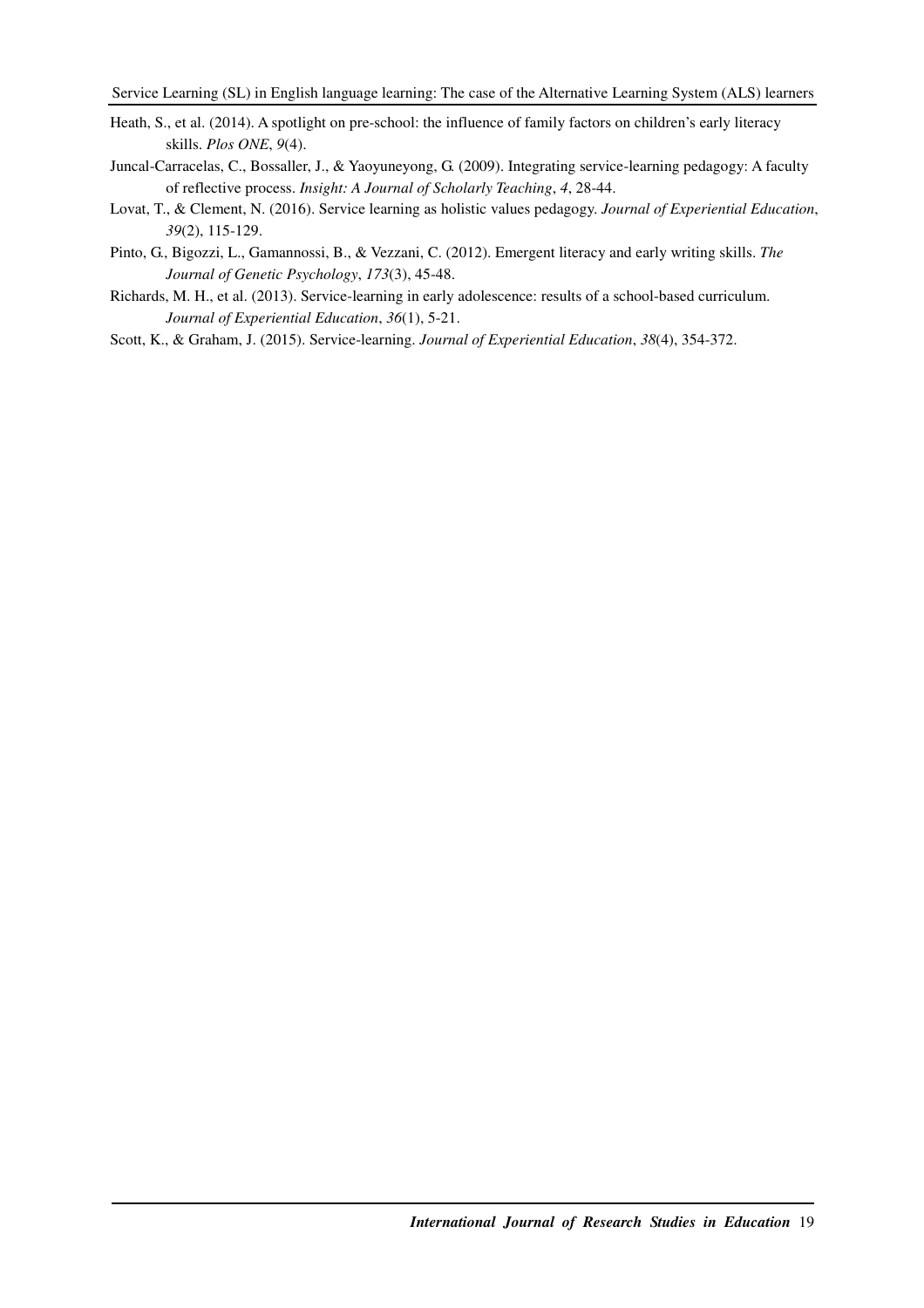Heath, S., et al. (2014). A spotlight on pre-school: the influence of family factors on children's early literacy skills. *Plos ONE*, *9*(4).

Juncal-Carracelas, C., Bossaller, J., & Yaoyuneyong, G. (2009). Integrating service-learning pedagogy: A faculty of reflective process. *Insight: A Journal of Scholarly Teaching*, *4*, 28-44.

Lovat, T., & Clement, N. (2016). Service learning as holistic values pedagogy. *Journal of Experiential Education*, *39*(2), 115-129.

Pinto, G., Bigozzi, L., Gamannossi, B., & Vezzani, C. (2012). Emergent literacy and early writing skills. *The Journal of Genetic Psychology*, *173*(3), 45-48.

Richards, M. H., et al. (2013). Service-learning in early adolescence: results of a school-based curriculum. *Journal of Experiential Education*, *36*(1), 5-21.

Scott, K., & Graham, J. (2015). Service-learning. *Journal of Experiential Education*, *38*(4), 354-372.